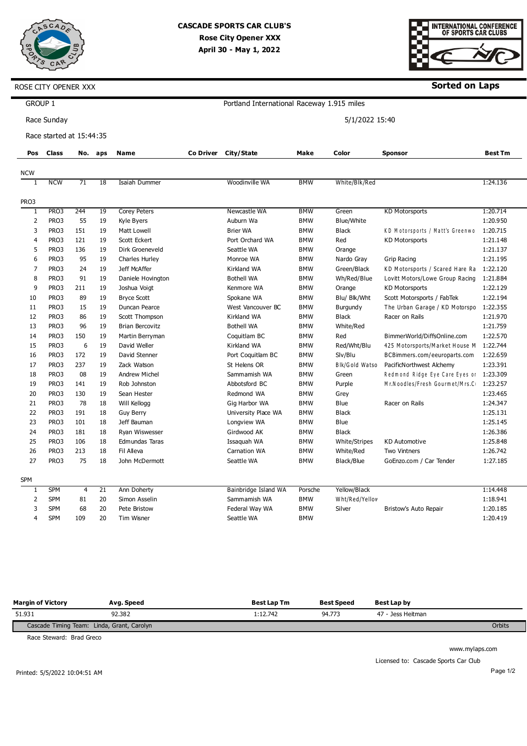# CASCADE SPORTS CAR CLUB'S
## Rose City Opener XXX
### April 30 - May 1, 2022

ROSE CITY OPENER XXX

**Sorted on Laps**

GROUP 1

Portland International Raceway 1.915 miles

Race Sunday

5/1/2022 15:40

Race started at 15:44:35

| Pos | Class | No. | aps | Name | Co Driver | City/State | Make | Color | Sponsor | Best Tm |
|---|---|---|---|---|---|---|---|---|---|---|
| **NCW** | | | | | | | | | | |
| 1 | NCW | 71 | 18 | Isaiah Dummer | | Woodinville WA | BMW | White/Blk/Red | | 1:24.136 |
| **PRO3** | | | | | | | | | | |
| 1 | PRO3 | 244 | 19 | Corey Peters | | Newcastle WA | BMW | Green | KD Motorsports | 1:20.714 |
| 2 | PRO3 | 55 | 19 | Kyle Byers | | Auburn Wa | BMW | Blue/White | | 1:20.950 |
| 3 | PRO3 | 151 | 19 | Matt Lowell | | Brier WA | BMW | Black | KD Motorsports / Matt's Greenwo | 1:20.715 |
| 4 | PRO3 | 121 | 19 | Scott Eckert | | Port Orchard WA | BMW | Red | KD Motorsports | 1:21.148 |
| 5 | PRO3 | 136 | 19 | Dirk Groeneveld | | Seattle WA | BMW | Orange | | 1:21.137 |
| 6 | PRO3 | 95 | 19 | Charles Hurley | | Monroe WA | BMW | Nardo Gray | Grip Racing | 1:21.195 |
| 7 | PRO3 | 24 | 19 | Jeff McAffer | | Kirkland WA | BMW | Green/Black | KD Motorsports / Scared Hare Ra | 1:22.120 |
| 8 | PRO3 | 91 | 19 | Daniele Hovington | | Bothell WA | BMW | Wh/Red/Blue | Lovitt Motors/Lowe Group Racing | 1:21.884 |
| 9 | PRO3 | 211 | 19 | Joshua Voigt | | Kenmore WA | BMW | Orange | KD Motorsports | 1:22.129 |
| 10 | PRO3 | 89 | 19 | Bryce Scott | | Spokane WA | BMW | Blu/ Blk/Wht | Scott Motorsports / FabTek | 1:22.194 |
| 11 | PRO3 | 15 | 19 | Duncan Pearce | | West Vancouver BC | BMW | Burgundy | The Urban Garage / KD Motorspo | 1:22.355 |
| 12 | PRO3 | 86 | 19 | Scott Thompson | | Kirkland WA | BMW | Black | Racer on Rails | 1:21.970 |
| 13 | PRO3 | 96 | 19 | Brian Bercovitz | | Bothell WA | BMW | White/Red | | 1:21.759 |
| 14 | PRO3 | 150 | 19 | Martin Berryman | | Coquitlam BC | BMW | Red | BimmerWorld/DiffsOnline.com | 1:22.570 |
| 15 | PRO3 | 6 | 19 | David Weller | | Kirkland WA | BMW | Red/Wht/Blu | 425 Motorsports/Market House M | 1:22.744 |
| 16 | PRO3 | 172 | 19 | David Stenner | | Port Coquitlam BC | BMW | Slv/Blu | BCBimmers.com/eeuroparts.com | 1:22.659 |
| 17 | PRO3 | 237 | 19 | Zack Watson | | St Helens OR | BMW | Blk/Gold Watso | PacificNorthwest Alchemy | 1:23.391 |
| 18 | PRO3 | 08 | 19 | Andrew Michel | | Sammamish WA | BMW | Green | Redmond Ridge Eye Care Eyes or | 1:23.309 |
| 19 | PRO3 | 141 | 19 | Rob Johnston | | Abbotsford BC | BMW | Purple | Mr.Noodles/Fresh Gourmet/Mrs.C | 1:23.257 |
| 20 | PRO3 | 130 | 19 | Sean Hester | | Redmond WA | BMW | Grey | | 1:23.465 |
| 21 | PRO3 | 78 | 18 | Will Kellogg | | Gig Harbor WA | BMW | Blue | Racer on Rails | 1:24.347 |
| 22 | PRO3 | 191 | 18 | Guy Berry | | University Place WA | BMW | Black | | 1:25.131 |
| 23 | PRO3 | 101 | 18 | Jeff Bauman | | Longview WA | BMW | Blue | | 1:25.145 |
| 24 | PRO3 | 181 | 18 | Ryan Wiswesser | | Girdwood AK | BMW | Black | | 1:26.386 |
| 25 | PRO3 | 106 | 18 | Edmundas Taras | | Issaquah WA | BMW | White/Stripes | KD Automotive | 1:25.848 |
| 26 | PRO3 | 213 | 18 | Fil Alleva | | Carnation WA | BMW | White/Red | Two Vintners | 1:26.742 |
| 27 | PRO3 | 75 | 18 | John McDermott | | Seattle WA | BMW | Black/Blue | GoEnzo.com / Car Tender | 1:27.185 |
| **SPM** | | | | | | | | | | |
| 1 | SPM | 4 | 21 | Ann Doherty | | Bainbridge Island WA | Porsche | Yellow/Black | | 1:14.448 |
| 2 | SPM | 81 | 20 | Simon Asselin | | Sammamish WA | BMW | Wht/Red/Yellov | | 1:18.941 |
| 3 | SPM | 68 | 20 | Pete Bristow | | Federal Way WA | BMW | Silver | Bristow's Auto Repair | 1:20.185 |
| 4 | SPM | 109 | 20 | Tim Wisner | | Seattle WA | BMW | | | 1:20.419 |

| Margin of Victory | Avg. Speed | Best Lap Tm | Best Speed | Best Lap by |
|---|---|---|---|---|
| 51.931 | 92.382 | 1:12.742 | 94.773 | 47 - Jess Heitman |

Cascade Timing Team: Linda, Grant, Carolyn — Orbits

Race Steward: Brad Greco

www.mylaps.com

Licensed to: Cascade Sports Car Club

Printed: 5/5/2022 10:04:51 AM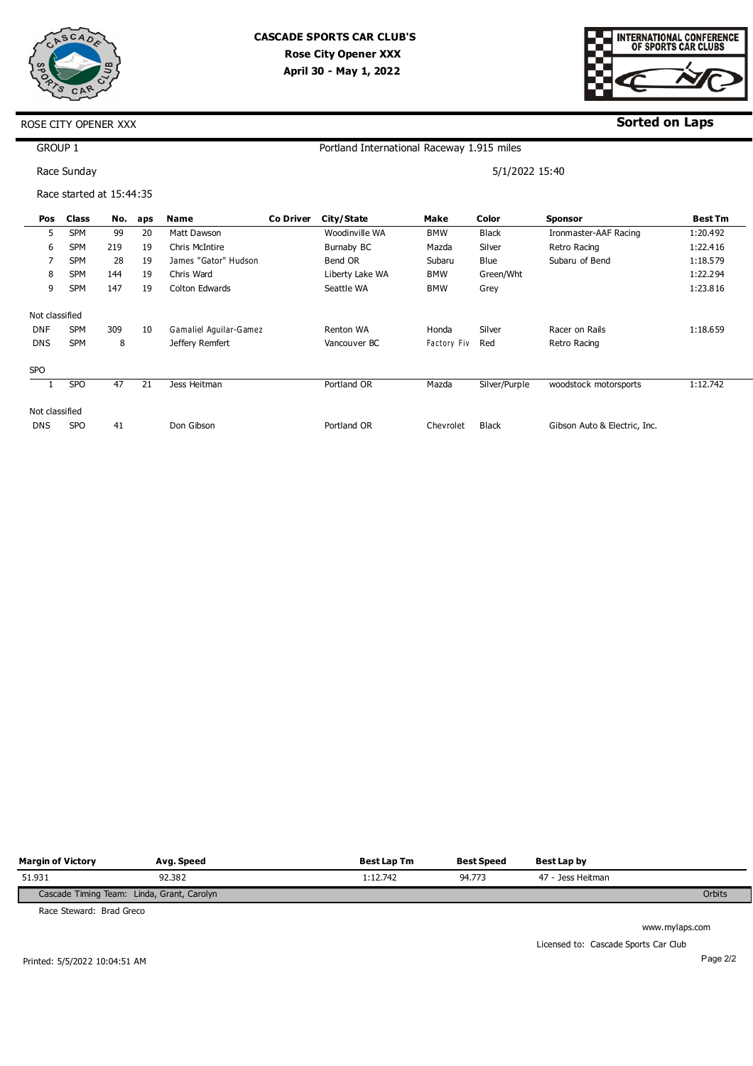# CASCADE SPORTS CAR CLUB'S
## Rose City Opener XXX
### April 30 - May 1, 2022

INTERNATIONAL CONFERENCE OF SPORTS CAR CLUBS

ROSE CITY OPENER XXX

**Sorted on Laps**

GROUP 1

Portland International Raceway 1.915 miles

Race Sunday

5/1/2022 15:40

Race started at 15:44:35

| Pos | Class | No. | aps | Name | Co Driver | City/State | Make | Color | Sponsor | Best Tm |
|---|---|---|---|---|---|---|---|---|---|---|
| 5 | SPM | 99 | 20 | Matt Dawson | | Woodinville WA | BMW | Black | Ironmaster-AAF Racing | 1:20.492 |
| 6 | SPM | 219 | 19 | Chris McIntire | | Burnaby BC | Mazda | Silver | Retro Racing | 1:22.416 |
| 7 | SPM | 28 | 19 | James "Gator" Hudson | | Bend OR | Subaru | Blue | Subaru of Bend | 1:18.579 |
| 8 | SPM | 144 | 19 | Chris Ward | | Liberty Lake WA | BMW | Green/Wht | | 1:22.294 |
| 9 | SPM | 147 | 19 | Colton Edwards | | Seattle WA | BMW | Grey | | 1:23.816 |
| Not classified | | | | | | | | | | |
| DNF | SPM | 309 | 10 | Gamaliel Aguilar-Gamez | | Renton WA | Honda | Silver | Racer on Rails | 1:18.659 |
| DNS | SPM | 8 | | Jeffery Remfert | | Vancouver BC | Factory Fiv | Red | Retro Racing | |
| SPO | | | | | | | | | | |
| 1 | SPO | 47 | 21 | Jess Heitman | | Portland OR | Mazda | Silver/Purple | woodstock motorsports | 1:12.742 |
| Not classified | | | | | | | | | | |
| DNS | SPO | 41 | | Don Gibson | | Portland OR | Chevrolet | Black | Gibson Auto & Electric, Inc. | |

| Margin of Victory | Avg. Speed | Best Lap Tm | Best Speed | Best Lap by |
|---|---|---|---|---|
| 51.931 | 92.382 | 1:12.742 | 94.773 | 47 - Jess Heitman |

Cascade Timing Team: Linda, Grant, Carolyn

Orbits

Race Steward: Brad Greco

www.mylaps.com

Licensed to: Cascade Sports Car Club

Printed: 5/5/2022 10:04:51 AM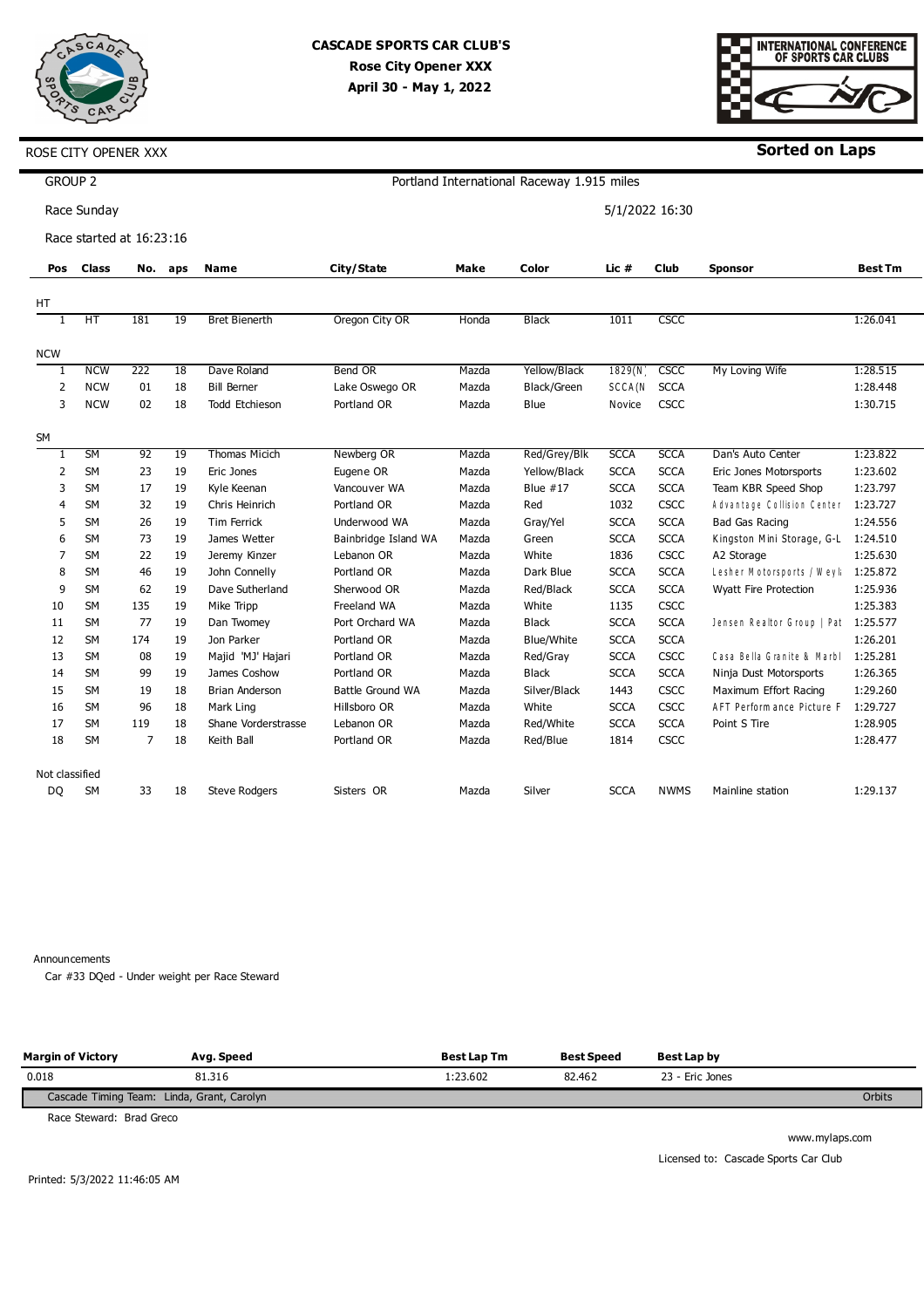**CASCADE SPORTS CAR CLUB'S**
**Rose City Opener XXX**
**April 30 - May 1, 2022**

INTERNATIONAL CONFERENCE OF SPORTS CAR CLUBS

ROSE CITY OPENER XXX

**Sorted on Laps**

GROUP 2 — Portland International Raceway 1.915 miles

Race Sunday — 5/1/2022 16:30

Race started at 16:23:16

| Pos | Class | No. | aps | Name | City/State | Make | Color | Lic # | Club | Sponsor | Best Tm |
|---|---|---|---|---|---|---|---|---|---|---|---|
| **HT** | | | | | | | | | | | |
| 1 | HT | 181 | 19 | Bret Bienerth | Oregon City OR | Honda | Black | 1011 | CSCC | | 1:26.041 |
| **NCW** | | | | | | | | | | | |
| 1 | NCW | 222 | 18 | Dave Roland | Bend OR | Mazda | Yellow/Black | 1829(N) | CSCC | My Loving Wife | 1:28.515 |
| 2 | NCW | 01 | 18 | Bill Berner | Lake Oswego OR | Mazda | Black/Green | SCCA(N | SCCA | | 1:28.448 |
| 3 | NCW | 02 | 18 | Todd Etchieson | Portland OR | Mazda | Blue | Novice | CSCC | | 1:30.715 |
| **SM** | | | | | | | | | | | |
| 1 | SM | 92 | 19 | Thomas Micich | Newberg OR | Mazda | Red/Grey/Blk | SCCA | SCCA | Dan's Auto Center | 1:23.822 |
| 2 | SM | 23 | 19 | Eric Jones | Eugene OR | Mazda | Yellow/Black | SCCA | SCCA | Eric Jones Motorsports | 1:23.602 |
| 3 | SM | 17 | 19 | Kyle Keenan | Vancouver WA | Mazda | Blue #17 | SCCA | SCCA | Team KBR Speed Shop | 1:23.797 |
| 4 | SM | 32 | 19 | Chris Heinrich | Portland OR | Mazda | Red | 1032 | CSCC | Advantage Collision Center | 1:23.727 |
| 5 | SM | 26 | 19 | Tim Ferrick | Underwood WA | Mazda | Gray/Yel | SCCA | SCCA | Bad Gas Racing | 1:24.556 |
| 6 | SM | 73 | 19 | James Wetter | Bainbridge Island WA | Mazda | Green | SCCA | SCCA | Kingston Mini Storage, G-L | 1:24.510 |
| 7 | SM | 22 | 19 | Jeremy Kinzer | Lebanon OR | Mazda | White | 1836 | CSCC | A2 Storage | 1:25.630 |
| 8 | SM | 46 | 19 | John Connelly | Portland OR | Mazda | Dark Blue | SCCA | SCCA | Lesher Motorsports / Weyl | 1:25.872 |
| 9 | SM | 62 | 19 | Dave Sutherland | Sherwood OR | Mazda | Red/Black | SCCA | SCCA | Wyatt Fire Protection | 1:25.936 |
| 10 | SM | 135 | 19 | Mike Tripp | Freeland WA | Mazda | White | 1135 | CSCC | | 1:25.383 |
| 11 | SM | 77 | 19 | Dan Twomey | Port Orchard WA | Mazda | Black | SCCA | SCCA | Jensen Realtor Group \| Pat | 1:25.577 |
| 12 | SM | 174 | 19 | Jon Parker | Portland OR | Mazda | Blue/White | SCCA | SCCA | | 1:26.201 |
| 13 | SM | 08 | 19 | Majid 'MJ' Hajari | Portland OR | Mazda | Red/Gray | SCCA | CSCC | Casa Bella Granite & Marbl | 1:25.281 |
| 14 | SM | 99 | 19 | James Coshow | Portland OR | Mazda | Black | SCCA | SCCA | Ninja Dust Motorsports | 1:26.365 |
| 15 | SM | 19 | 18 | Brian Anderson | Battle Ground WA | Mazda | Silver/Black | 1443 | CSCC | Maximum Effort Racing | 1:29.260 |
| 16 | SM | 96 | 18 | Mark Ling | Hillsboro OR | Mazda | White | SCCA | CSCC | AFT Performance Picture F | 1:29.727 |
| 17 | SM | 119 | 18 | Shane Vorderstrasse | Lebanon OR | Mazda | Red/White | SCCA | SCCA | Point S Tire | 1:28.905 |
| 18 | SM | 7 | 18 | Keith Ball | Portland OR | Mazda | Red/Blue | 1814 | CSCC | | 1:28.477 |
| **Not classified** | | | | | | | | | | | |
| DQ | SM | 33 | 18 | Steve Rodgers | Sisters OR | Mazda | Silver | SCCA | NWMS | Mainline station | 1:29.137 |

Announcements

Car #33 DQed - Under weight per Race Steward

| Margin of Victory | Avg. Speed | Best Lap Tm | Best Speed | Best Lap by |
|---|---|---|---|---|
| 0.018 | 81.316 | 1:23.602 | 82.462 | 23 - Eric Jones |

Cascade Timing Team: Linda, Grant, Carolyn — Orbits

Race Steward: Brad Greco

www.mylaps.com

Licensed to: Cascade Sports Car Club

Printed: 5/3/2022 11:46:05 AM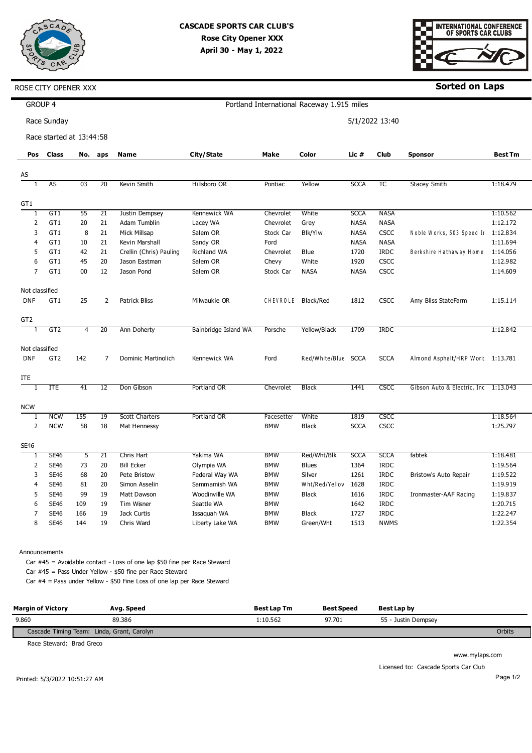# CASCADE SPORTS CAR CLUB'S
## Rose City Opener XXX
### April 30 - May 1, 2022

INTERNATIONAL CONFERENCE OF SPORTS CAR CLUBS

ROSE CITY OPENER XXX

**Sorted on Laps**

GROUP 4 — Portland International Raceway 1.915 miles

Race Sunday — 5/1/2022 13:40

Race started at 13:44:58

| Pos | Class | No. | aps | Name | City/State | Make | Color | Lic # | Club | Sponsor | Best Tm |
|---|---|---|---|---|---|---|---|---|---|---|---|
| **AS** | | | | | | | | | | | |
| 1 | AS | 03 | 20 | Kevin Smith | Hillsboro OR | Pontiac | Yellow | SCCA | TC | Stacey Smith | 1:18.479 |
| **GT1** | | | | | | | | | | | |
| 1 | GT1 | 55 | 21 | Justin Dempsey | Kennewick WA | Chevrolet | White | SCCA | NASA | | 1:10.562 |
| 2 | GT1 | 20 | 21 | Adam Tumblin | Lacey WA | Chevrolet | Grey | NASA | NASA | | 1:12.172 |
| 3 | GT1 | 8 | 21 | Mick Millsap | Salem OR | Stock Car | Blk/Ylw | NASA | CSCC | Noble Works, 503 Speed Ir | 1:12.834 |
| 4 | GT1 | 10 | 21 | Kevin Marshall | Sandy OR | Ford | | NASA | NASA | | 1:11.694 |
| 5 | GT1 | 42 | 21 | Crellin (Chris) Pauling | Richland WA | Chevrolet | Blue | 1720 | IRDC | Berkshire Hathaway Home | 1:14.056 |
| 6 | GT1 | 45 | 20 | Jason Eastman | Salem OR | Chevy | White | 1920 | CSCC | | 1:12.982 |
| 7 | GT1 | 00 | 12 | Jason Pond | Salem OR | Stock Car | NASA | NASA | CSCC | | 1:14.609 |
| **Not classified** | | | | | | | | | | | |
| DNF | GT1 | 25 | 2 | Patrick Bliss | Milwaukie OR | CHEVROLE | Black/Red | 1812 | CSCC | Amy Bliss StateFarm | 1:15.114 |
| **GT2** | | | | | | | | | | | |
| 1 | GT2 | 4 | 20 | Ann Doherty | Bainbridge Island WA | Porsche | Yellow/Black | 1709 | IRDC | | 1:12.842 |
| **Not classified** | | | | | | | | | | | |
| DNF | GT2 | 142 | 7 | Dominic Martinolich | Kennewick WA | Ford | Red/White/Blue | SCCA | SCCA | Almond Asphalt/HRP Work | 1:13.781 |
| **ITE** | | | | | | | | | | | |
| 1 | ITE | 41 | 12 | Don Gibson | Portland OR | Chevrolet | Black | 1441 | CSCC | Gibson Auto & Electric, Inc | 1:13.043 |
| **NCW** | | | | | | | | | | | |
| 1 | NCW | 155 | 19 | Scott Charters | Portland OR | Pacesetter | White | 1819 | CSCC | | 1:18.564 |
| 2 | NCW | 58 | 18 | Mat Hennessy | | BMW | Black | SCCA | CSCC | | 1:25.797 |
| **SE46** | | | | | | | | | | | |
| 1 | SE46 | 5 | 21 | Chris Hart | Yakima WA | BMW | Red/Wht/Blk | SCCA | SCCA | fabtek | 1:18.481 |
| 2 | SE46 | 73 | 20 | Bill Ecker | Olympia WA | BMW | Blues | 1364 | IRDC | | 1:19.564 |
| 3 | SE46 | 68 | 20 | Pete Bristow | Federal Way WA | BMW | Silver | 1261 | IRDC | Bristow's Auto Repair | 1:19.522 |
| 4 | SE46 | 81 | 20 | Simon Asselin | Sammamish WA | BMW | Wht/Red/Yellow | 1628 | IRDC | | 1:19.919 |
| 5 | SE46 | 99 | 19 | Matt Dawson | Woodinville WA | BMW | Black | 1616 | IRDC | Ironmaster-AAF Racing | 1:19.837 |
| 6 | SE46 | 109 | 19 | Tim Wisner | Seattle WA | BMW | | 1642 | IRDC | | 1:20.715 |
| 7 | SE46 | 166 | 19 | Jack Curtis | Issaquah WA | BMW | Black | 1727 | IRDC | | 1:22.247 |
| 8 | SE46 | 144 | 19 | Chris Ward | Liberty Lake WA | BMW | Green/Wht | 1513 | NWMS | | 1:22.354 |

Announcements

Car #45 = Avoidable contact - Loss of one lap $50 fine per Race Steward
Car #45 = Pass Under Yellow - $50 fine per Race Steward
Car #4 = Pass under Yellow - $50 Fine Loss of one lap per Race Steward

| Margin of Victory | Avg. Speed | Best Lap Tm | Best Speed | Best Lap by |
|---|---|---|---|---|
| 9.860 | 89.386 | 1:10.562 | 97.701 | 55 - Justin Dempsey |

Cascade Timing Team: Linda, Grant, Carolyn — Orbits

Race Steward: Brad Greco

www.mylaps.com

Licensed to: Cascade Sports Car Club

Printed: 5/3/2022 10:51:27 AM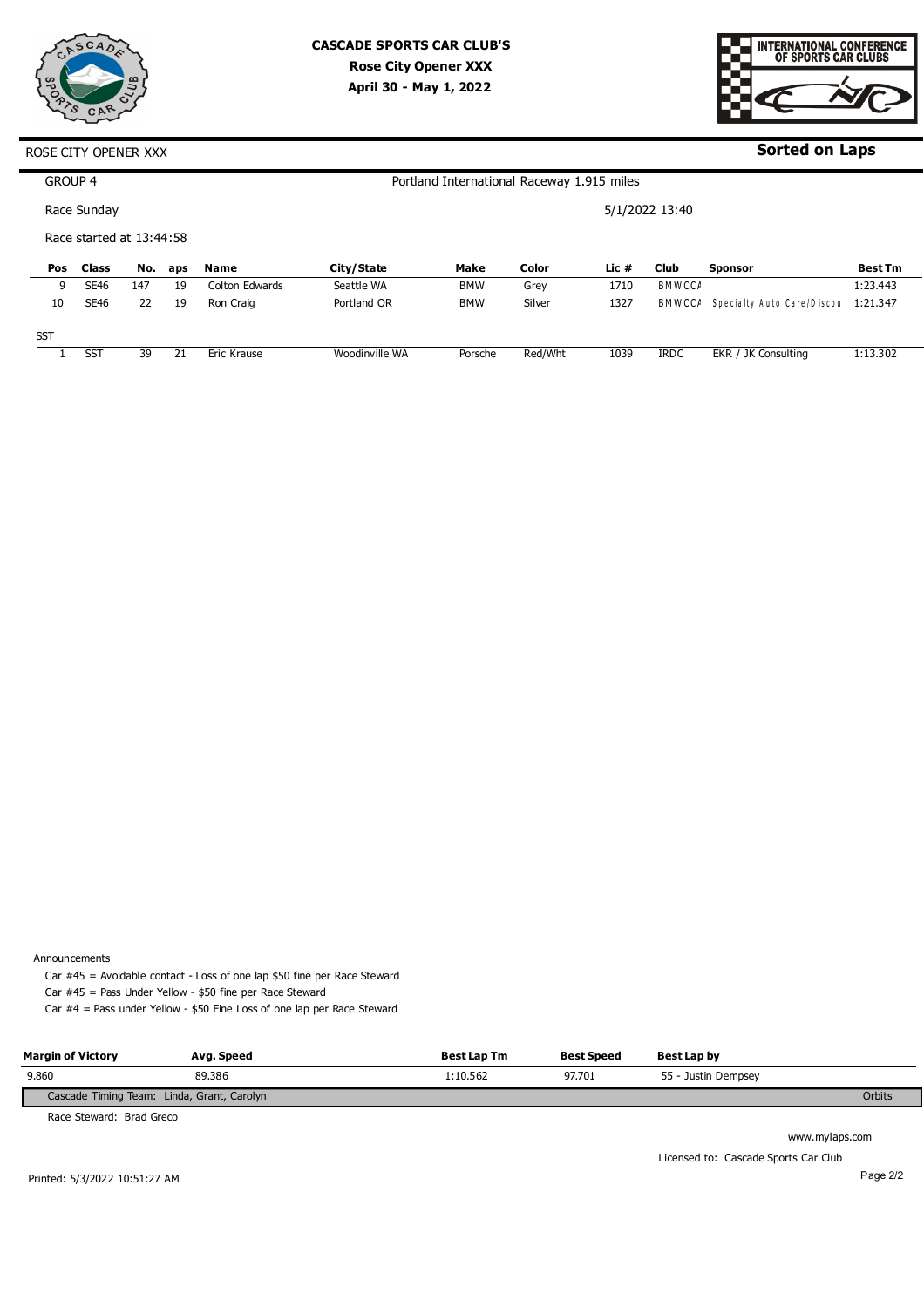**CASCADE SPORTS CAR CLUB'S**
**Rose City Opener XXX**
**April 30 - May 1, 2022**

INTERNATIONAL CONFERENCE OF SPORTS CAR CLUBS

ROSE CITY OPENER XXX

**Sorted on Laps**

GROUP 4

Portland International Raceway 1.915 miles

Race Sunday

5/1/2022 13:40

Race started at 13:44:58

| Pos | Class | No. | aps | Name | City/State | Make | Color | Lic # | Club | Sponsor | Best Tm |
|---|---|---|---|---|---|---|---|---|---|---|---|
| 9 | SE46 | 147 | 19 | Colton Edwards | Seattle WA | BMW | Grey | 1710 | BMWCCA | | 1:23.443 |
| 10 | SE46 | 22 | 19 | Ron Craig | Portland OR | BMW | Silver | 1327 | BMWCCA | Specialty Auto Care/Discou | 1:21.347 |
| SST | | | | | | | | | | | |
| 1 | SST | 39 | 21 | Eric Krause | Woodinville WA | Porsche | Red/Wht | 1039 | IRDC | EKR / JK Consulting | 1:13.302 |

Announcements

Car #45 = Avoidable contact - Loss of one lap $50 fine per Race Steward

Car #45 = Pass Under Yellow - $50 fine per Race Steward

Car #4 = Pass under Yellow - $50 Fine Loss of one lap per Race Steward

| Margin of Victory | Avg. Speed | Best Lap Tm | Best Speed | Best Lap by |
|---|---|---|---|---|
| 9.860 | 89.386 | 1:10.562 | 97.701 | 55 - Justin Dempsey |

Cascade Timing Team: Linda, Grant, Carolyn — Orbits

Race Steward: Brad Greco

www.mylaps.com

Licensed to: Cascade Sports Car Club

Printed: 5/3/2022 10:51:27 AM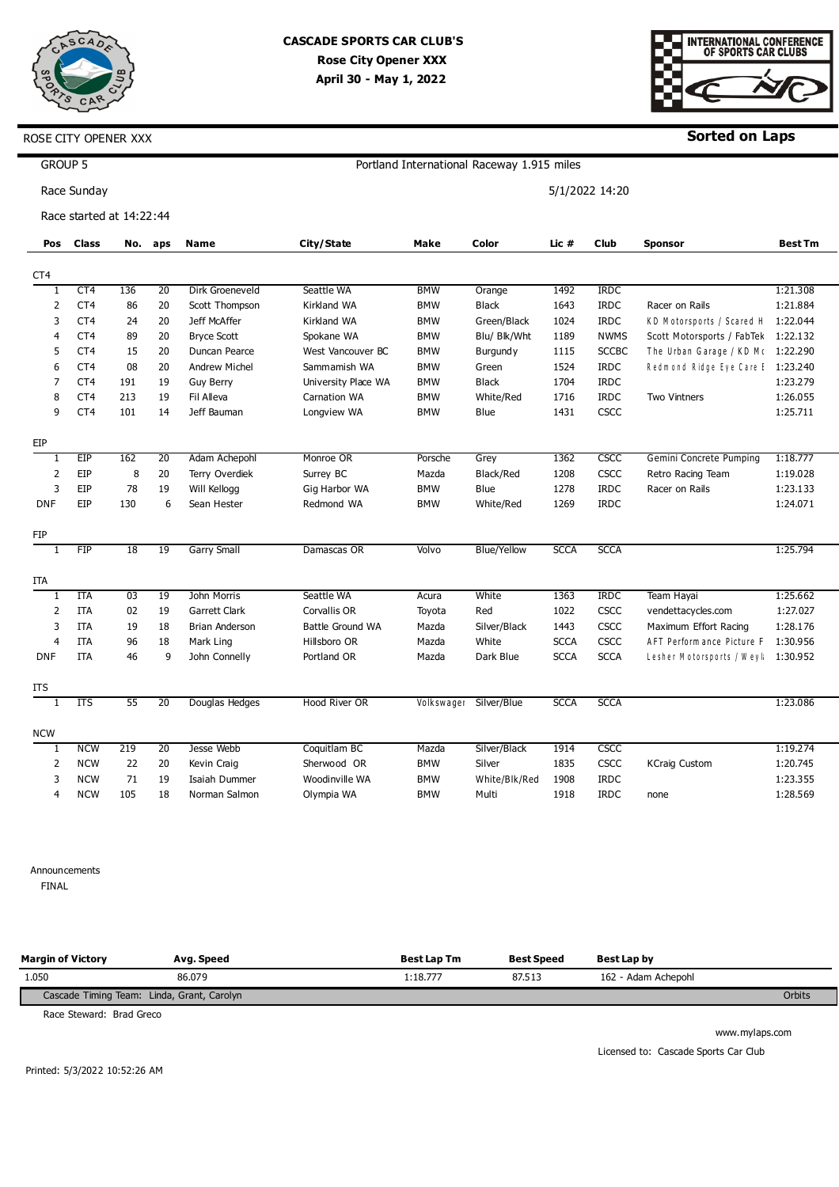# CASCADE SPORTS CAR CLUB'S
## Rose City Opener XXX
### April 30 - May 1, 2022

ROSE CITY OPENER XXX

**Sorted on Laps**

GROUP 5

Portland International Raceway 1.915 miles

Race Sunday

5/1/2022 14:20

Race started at 14:22:44

| Pos | Class | No. | aps | Name | City/State | Make | Color | Lic # | Club | Sponsor | Best Tm |
|---|---|---|---|---|---|---|---|---|---|---|---|
| CT4 | | | | | | | | | | | |
| 1 | CT4 | 136 | 20 | Dirk Groeneveld | Seattle WA | BMW | Orange | 1492 | IRDC | | 1:21.308 |
| 2 | CT4 | 86 | 20 | Scott Thompson | Kirkland WA | BMW | Black | 1643 | IRDC | Racer on Rails | 1:21.884 |
| 3 | CT4 | 24 | 20 | Jeff McAffer | Kirkland WA | BMW | Green/Black | 1024 | IRDC | KD Motorsports / Scared H | 1:22.044 |
| 4 | CT4 | 89 | 20 | Bryce Scott | Spokane WA | BMW | Blu/ Blk/Wht | 1189 | NWMS | Scott Motorsports / FabTek | 1:22.132 |
| 5 | CT4 | 15 | 20 | Duncan Pearce | West Vancouver BC | BMW | Burgundy | 1115 | SCCBC | The Urban Garage / KD Mc | 1:22.290 |
| 6 | CT4 | 08 | 20 | Andrew Michel | Sammamish WA | BMW | Green | 1524 | IRDC | Redmond Ridge Eye Care E | 1:23.240 |
| 7 | CT4 | 191 | 19 | Guy Berry | University Place WA | BMW | Black | 1704 | IRDC | | 1:23.279 |
| 8 | CT4 | 213 | 19 | Fil Alleva | Carnation WA | BMW | White/Red | 1716 | IRDC | Two Vintners | 1:26.055 |
| 9 | CT4 | 101 | 14 | Jeff Bauman | Longview WA | BMW | Blue | 1431 | CSCC | | 1:25.711 |
| EIP | | | | | | | | | | | |
| 1 | EIP | 162 | 20 | Adam Achepohl | Monroe OR | Porsche | Grey | 1362 | CSCC | Gemini Concrete Pumping | 1:18.777 |
| 2 | EIP | 8 | 20 | Terry Overdiek | Surrey BC | Mazda | Black/Red | 1208 | CSCC | Retro Racing Team | 1:19.028 |
| 3 | EIP | 78 | 19 | Will Kellogg | Gig Harbor WA | BMW | Blue | 1278 | IRDC | Racer on Rails | 1:23.133 |
| DNF | EIP | 130 | 6 | Sean Hester | Redmond WA | BMW | White/Red | 1269 | IRDC | | 1:24.071 |
| FIP | | | | | | | | | | | |
| 1 | FIP | 18 | 19 | Garry Small | Damascas OR | Volvo | Blue/Yellow | SCCA | SCCA | | 1:25.794 |
| ITA | | | | | | | | | | | |
| 1 | ITA | 03 | 19 | John Morris | Seattle WA | Acura | White | 1363 | IRDC | Team Hayai | 1:25.662 |
| 2 | ITA | 02 | 19 | Garrett Clark | Corvallis OR | Toyota | Red | 1022 | CSCC | vendettacycles.com | 1:27.027 |
| 3 | ITA | 19 | 18 | Brian Anderson | Battle Ground WA | Mazda | Silver/Black | 1443 | CSCC | Maximum Effort Racing | 1:28.176 |
| 4 | ITA | 96 | 18 | Mark Ling | Hillsboro OR | Mazda | White | SCCA | CSCC | AFT Performance Picture F | 1:30.956 |
| DNF | ITA | 46 | 9 | John Connelly | Portland OR | Mazda | Dark Blue | SCCA | SCCA | Lesher Motorsports / Weyl | 1:30.952 |
| ITS | | | | | | | | | | | |
| 1 | ITS | 55 | 20 | Douglas Hedges | Hood River OR | Volkswager | Silver/Blue | SCCA | SCCA | | 1:23.086 |
| NCW | | | | | | | | | | | |
| 1 | NCW | 219 | 20 | Jesse Webb | Coquitlam BC | Mazda | Silver/Black | 1914 | CSCC | | 1:19.274 |
| 2 | NCW | 22 | 20 | Kevin Craig | Sherwood OR | BMW | Silver | 1835 | CSCC | KCraig Custom | 1:20.745 |
| 3 | NCW | 71 | 19 | Isaiah Dummer | Woodinville WA | BMW | White/Blk/Red | 1908 | IRDC | | 1:23.355 |
| 4 | NCW | 105 | 18 | Norman Salmon | Olympia WA | BMW | Multi | 1918 | IRDC | none | 1:28.569 |

Announcements

FINAL

| Margin of Victory | Avg. Speed | Best Lap Tm | Best Speed | Best Lap by |
|---|---|---|---|---|
| 1.050 | 86.079 | 1:18.777 | 87.513 | 162 - Adam Achepohl |

Cascade Timing Team: Linda, Grant, Carolyn — Orbits

Race Steward: Brad Greco

www.mylaps.com

Licensed to: Cascade Sports Car Club

Printed: 5/3/2022 10:52:26 AM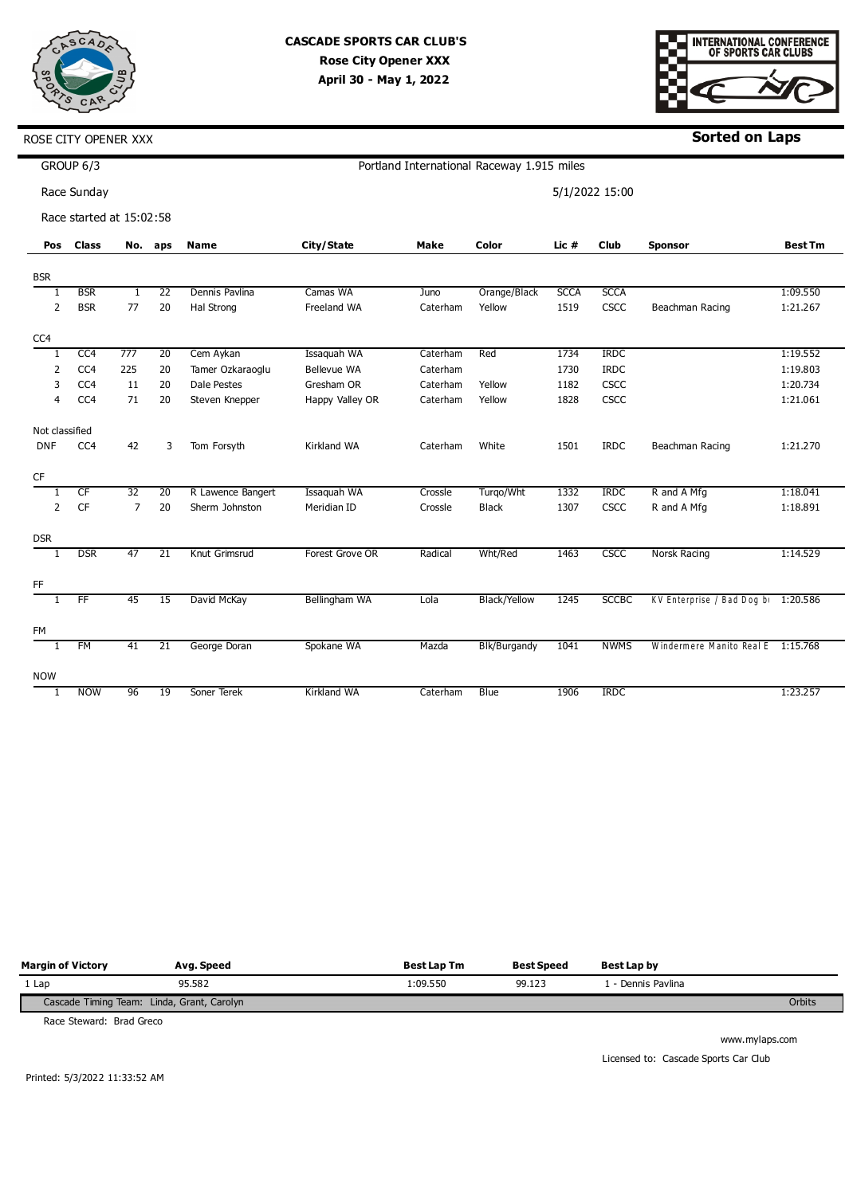# CASCADE SPORTS CAR CLUB'S
## Rose City Opener XXX
### April 30 - May 1, 2022

INTERNATIONAL CONFERENCE OF SPORTS CAR CLUBS

ROSE CITY OPENER XXX

**Sorted on Laps**

GROUP 6/3

Portland International Raceway 1.915 miles

Race Sunday

5/1/2022 15:00

Race started at 15:02:58

| Pos | Class | No. | aps | Name | City/State | Make | Color | Lic # | Club | Sponsor | Best Tm |
|---|---|---|---|---|---|---|---|---|---|---|---|
| **BSR** | | | | | | | | | | | |
| 1 | BSR | 1 | 22 | Dennis Pavlina | Camas WA | Juno | Orange/Black | SCCA | SCCA | | 1:09.550 |
| 2 | BSR | 77 | 20 | Hal Strong | Freeland WA | Caterham | Yellow | 1519 | CSCC | Beachman Racing | 1:21.267 |
| **CC4** | | | | | | | | | | | |
| 1 | CC4 | 777 | 20 | Cem Aykan | Issaquah WA | Caterham | Red | 1734 | IRDC | | 1:19.552 |
| 2 | CC4 | 225 | 20 | Tamer Ozkaraoglu | Bellevue WA | Caterham | | 1730 | IRDC | | 1:19.803 |
| 3 | CC4 | 11 | 20 | Dale Pestes | Gresham OR | Caterham | Yellow | 1182 | CSCC | | 1:20.734 |
| 4 | CC4 | 71 | 20 | Steven Knepper | Happy Valley OR | Caterham | Yellow | 1828 | CSCC | | 1:21.061 |
| **Not classified** | | | | | | | | | | | |
| DNF | CC4 | 42 | 3 | Tom Forsyth | Kirkland WA | Caterham | White | 1501 | IRDC | Beachman Racing | 1:21.270 |
| **CF** | | | | | | | | | | | |
| 1 | CF | 32 | 20 | R Lawence Bangert | Issaquah WA | Crossle | Turqo/Wht | 1332 | IRDC | R and A Mfg | 1:18.041 |
| 2 | CF | 7 | 20 | Sherm Johnston | Meridian ID | Crossle | Black | 1307 | CSCC | R and A Mfg | 1:18.891 |
| **DSR** | | | | | | | | | | | |
| 1 | DSR | 47 | 21 | Knut Grimsrud | Forest Grove OR | Radical | Wht/Red | 1463 | CSCC | Norsk Racing | 1:14.529 |
| **FF** | | | | | | | | | | | |
| 1 | FF | 45 | 15 | David McKay | Bellingham WA | Lola | Black/Yellow | 1245 | SCCBC | KV Enterprise / Bad Dog b | 1:20.586 |
| **FM** | | | | | | | | | | | |
| 1 | FM | 41 | 21 | George Doran | Spokane WA | Mazda | Blk/Burgandy | 1041 | NWMS | Windermere Manito Real E | 1:15.768 |
| **NOW** | | | | | | | | | | | |
| 1 | NOW | 96 | 19 | Soner Terek | Kirkland WA | Caterham | Blue | 1906 | IRDC | | 1:23.257 |

| Margin of Victory | Avg. Speed | Best Lap Tm | Best Speed | Best Lap by |
|---|---|---|---|---|
| 1 Lap | 95.582 | 1:09.550 | 99.123 | 1 - Dennis Pavlina |

Cascade Timing Team: Linda, Grant, Carolyn — Orbits

Race Steward: Brad Greco

www.mylaps.com

Licensed to: Cascade Sports Car Club

Printed: 5/3/2022 11:33:52 AM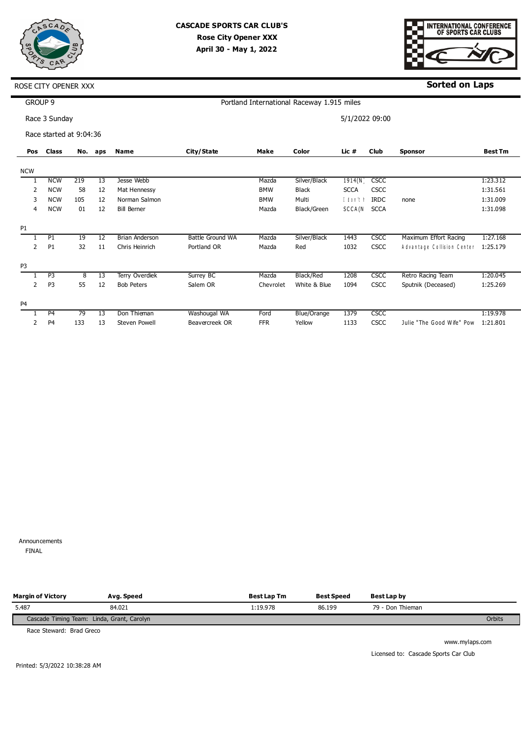**CASCADE SPORTS CAR CLUB'S**
**Rose City Opener XXX**
**April 30 - May 1, 2022**

INTERNATIONAL CONFERENCE OF SPORTS CAR CLUBS

ROSE CITY OPENER XXX

**Sorted on Laps**

GROUP 9

Portland International Raceway 1.915 miles

Race 3 Sunday

5/1/2022 09:00

Race started at 9:04:36

| Pos | Class | No. | aps | Name | City/State | Make | Color | Lic # | Club | Sponsor | Best Tm |
|---|---|---|---|---|---|---|---|---|---|---|---|
| **NCW** | | | | | | | | | | | |
| 1 | NCW | 219 | 13 | Jesse Webb | | Mazda | Silver/Black | 1914(N) | CSCC | | 1:23.312 |
| 2 | NCW | 58 | 12 | Mat Hennessy | | BMW | Black | SCCA | CSCC | | 1:31.561 |
| 3 | NCW | 105 | 12 | Norman Salmon | | BMW | Multi | I don't | IRDC | none | 1:31.009 |
| 4 | NCW | 01 | 12 | Bill Berner | | Mazda | Black/Green | SCCA(N | SCCA | | 1:31.098 |
| **P1** | | | | | | | | | | | |
| 1 | P1 | 19 | 12 | Brian Anderson | Battle Ground WA | Mazda | Silver/Black | 1443 | CSCC | Maximum Effort Racing | 1:27.168 |
| 2 | P1 | 32 | 11 | Chris Heinrich | Portland OR | Mazda | Red | 1032 | CSCC | Advantage Collision Center | 1:25.179 |
| **P3** | | | | | | | | | | | |
| 1 | P3 | 8 | 13 | Terry Overdiek | Surrey BC | Mazda | Black/Red | 1208 | CSCC | Retro Racing Team | 1:20.045 |
| 2 | P3 | 55 | 12 | Bob Peters | Salem OR | Chevrolet | White & Blue | 1094 | CSCC | Sputnik (Deceased) | 1:25.269 |
| **P4** | | | | | | | | | | | |
| 1 | P4 | 79 | 13 | Don Thieman | Washougal WA | Ford | Blue/Orange | 1379 | CSCC | | 1:19.978 |
| 2 | P4 | 133 | 13 | Steven Powell | Beavercreek OR | FFR | Yellow | 1133 | CSCC | Julie "The Good Wife" Pow | 1:21.801 |

Announcements
FINAL

| Margin of Victory | Avg. Speed | Best Lap Tm | Best Speed | Best Lap by |
|---|---|---|---|---|
| 5.487 | 84.021 | 1:19.978 | 86.199 | 79 - Don Thieman |

Cascade Timing Team: Linda, Grant, Carolyn — Orbits

Race Steward: Brad Greco

www.mylaps.com

Licensed to: Cascade Sports Car Club

Printed: 5/3/2022 10:38:28 AM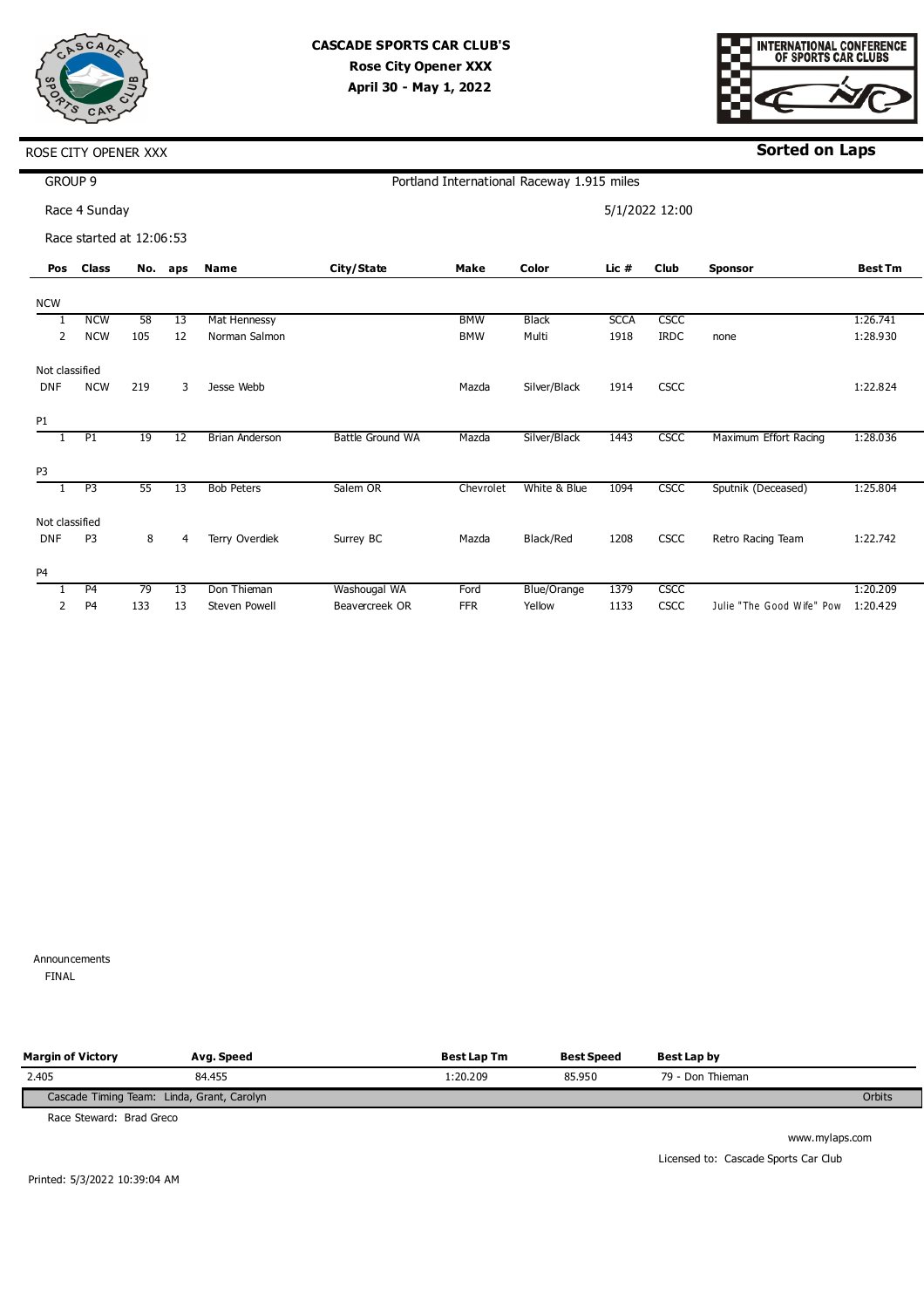**CASCADE SPORTS CAR CLUB'S**
**Rose City Opener XXX**
**April 30 - May 1, 2022**

INTERNATIONAL CONFERENCE OF SPORTS CAR CLUBS

ROSE CITY OPENER XXX

**Sorted on Laps**

GROUP 9

Portland International Raceway 1.915 miles

Race 4 Sunday

5/1/2022 12:00

Race started at 12:06:53

| Pos | Class | No. | aps | Name | City/State | Make | Color | Lic # | Club | Sponsor | Best Tm |
|---|---|---|---|---|---|---|---|---|---|---|---|
| NCW | | | | | | | | | | | |
| 1 | NCW | 58 | 13 | Mat Hennessy | | BMW | Black | SCCA | CSCC | | 1:26.741 |
| 2 | NCW | 105 | 12 | Norman Salmon | | BMW | Multi | 1918 | IRDC | none | 1:28.930 |
| Not classified | | | | | | | | | | | |
| DNF | NCW | 219 | 3 | Jesse Webb | | Mazda | Silver/Black | 1914 | CSCC | | 1:22.824 |
| P1 | | | | | | | | | | | |
| 1 | P1 | 19 | 12 | Brian Anderson | Battle Ground WA | Mazda | Silver/Black | 1443 | CSCC | Maximum Effort Racing | 1:28.036 |
| P3 | | | | | | | | | | | |
| 1 | P3 | 55 | 13 | Bob Peters | Salem OR | Chevrolet | White & Blue | 1094 | CSCC | Sputnik (Deceased) | 1:25.804 |
| Not classified | | | | | | | | | | | |
| DNF | P3 | 8 | 4 | Terry Overdiek | Surrey BC | Mazda | Black/Red | 1208 | CSCC | Retro Racing Team | 1:22.742 |
| P4 | | | | | | | | | | | |
| 1 | P4 | 79 | 13 | Don Thieman | Washougal WA | Ford | Blue/Orange | 1379 | CSCC | | 1:20.209 |
| 2 | P4 | 133 | 13 | Steven Powell | Beavercreek OR | FFR | Yellow | 1133 | CSCC | Julie "The Good Wife" Pow | 1:20.429 |

Announcements

FINAL

| Margin of Victory | Avg. Speed | Best Lap Tm | Best Speed | Best Lap by |
|---|---|---|---|---|
| 2.405 | 84.455 | 1:20.209 | 85.950 | 79 - Don Thieman |

Cascade Timing Team: Linda, Grant, Carolyn

Orbits

Race Steward: Brad Greco

www.mylaps.com

Licensed to: Cascade Sports Car Club

Printed: 5/3/2022 10:39:04 AM